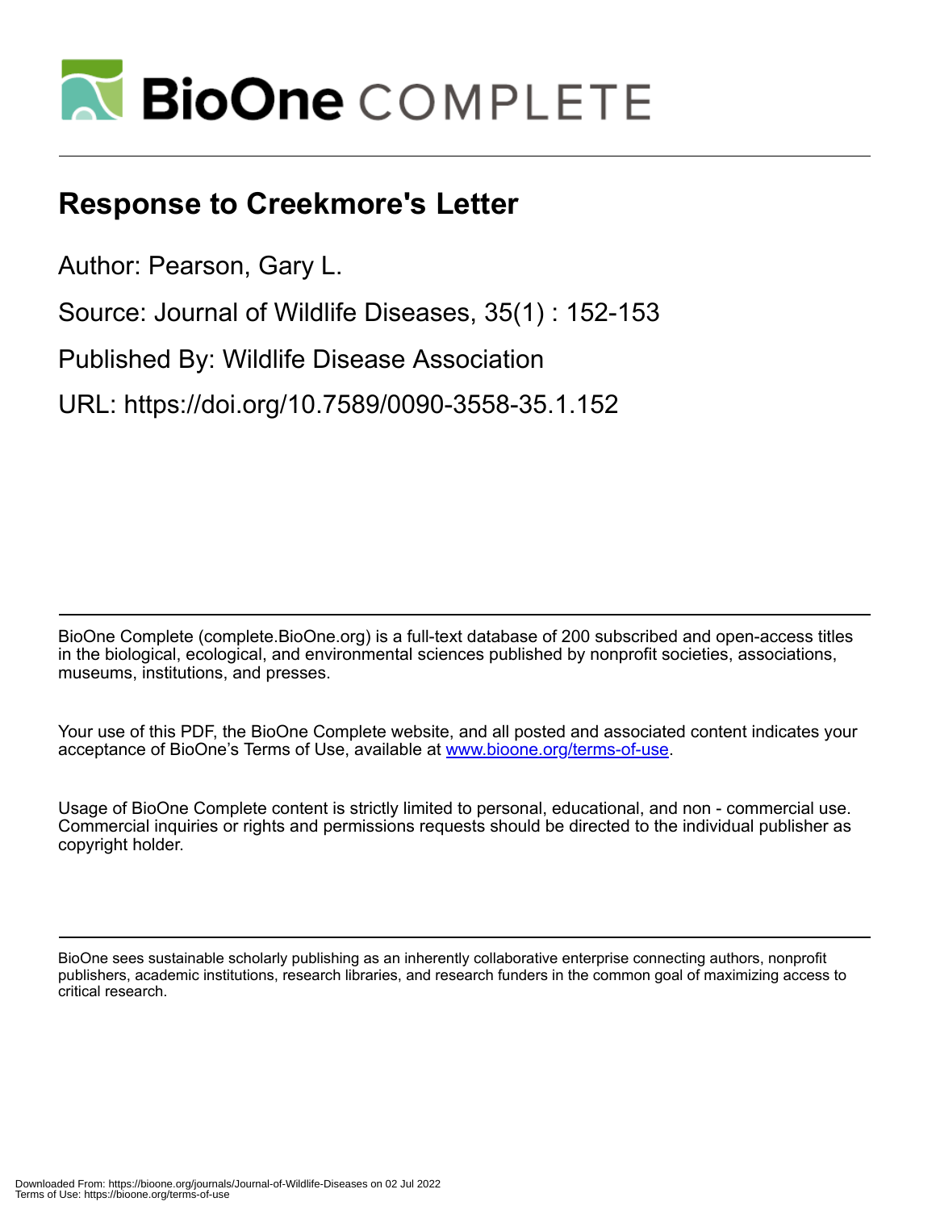# Response to Creekmore's Letter

Author: Pearson, Gary L.

Source: Journal of Wildlife Diseases, 35(1) : 152-153

Published By: Wildlife Disease Association

URL: https://doi.org/10.7589/0090-3558-35.1.152

BioOne Complete (complete.BioOne.org) is a full-text database of 200 subscribed and open-access titles in the biological, ecological, and environmental sciences published by nonprofit societies, associations, museums, institutions, and presses.

Your use of this PDF, the BioOne Complete website, and all posted and associated content indicates your acceptance of BioOne's Terms of Use, available at www.bioone.org/terms-of-use.

Usage of BioOne Complete content is strictly limited to personal, educational, and non - commercial use. Commercial inquiries or rights and permissions requests should be directed to the individual publisher as copyright holder.

BioOne sees sustainable scholarly publishing as an inherently collaborative enterprise connecting authors, nonprofit publishers, academic institutions, research libraries, and research funders in the common goal of maximizing access to critical research.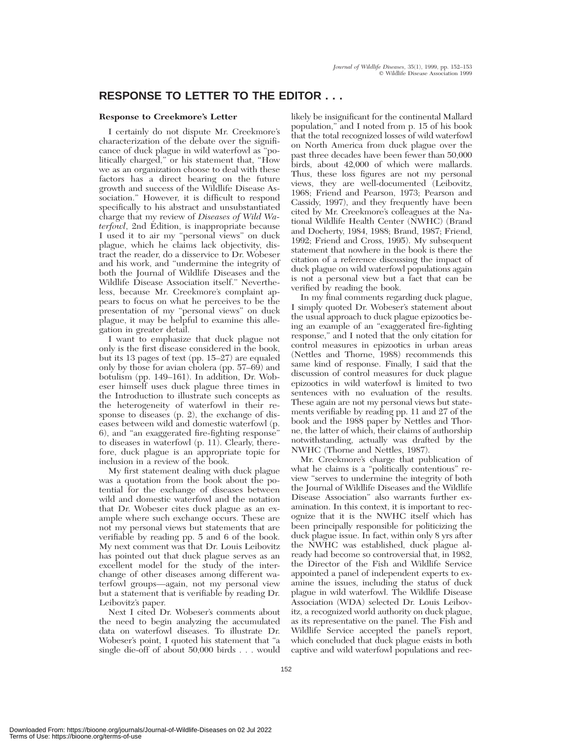# RESPONSE TO LETTER TO THE EDITOR . . .

**Response to Creekmore's Letter**

I certainly do not dispute Mr. Creekmore's characterization of the debate over the significance of duck plague in wild waterfowl as "politically charged," or his statement that, "How we as an organization choose to deal with these factors has a direct bearing on the future growth and success of the Wildlife Disease Association." However, it is difficult to respond specifically to his abstract and unsubstantiated charge that my review of *Diseases of Wild Waterfowl*, 2nd Edition, is inappropriate because I used it to air my "personal views" on duck plague, which he claims lack objectivity, distract the reader, do a disservice to Dr. Wobeser and his work, and "undermine the integrity of both the Journal of Wildlife Diseases and the Wildlife Disease Association itself." Nevertheless, because Mr. Creekmore's complaint appears to focus on what he perceives to be the presentation of my "personal views" on duck plague, it may be helpful to examine this allegation in greater detail.

I want to emphasize that duck plague not only is the first disease considered in the book, but its 13 pages of text (pp. 15–27) are equaled only by those for avian cholera (pp. 57–69) and botulism (pp. 149–161). In addition, Dr. Wobeser himself uses duck plague three times in the Introduction to illustrate such concepts as the heterogeneity of waterfowl in their response to diseases (p. 2), the exchange of diseases between wild and domestic waterfowl (p. 6), and "an exaggerated fire-fighting response" to diseases in waterfowl (p. 11). Clearly, therefore, duck plague is an appropriate topic for inclusion in a review of the book.

My first statement dealing with duck plague was a quotation from the book about the potential for the exchange of diseases between wild and domestic waterfowl and the notation that Dr. Wobeser cites duck plague as an example where such exchange occurs. These are not my personal views but statements that are verifiable by reading pp. 5 and 6 of the book. My next comment was that Dr. Louis Leibovitz has pointed out that duck plague serves as an excellent model for the study of the interchange of other diseases among different waterfowl groups—again, not my personal view but a statement that is verifiable by reading Dr. Leibovitz's paper.

Next I cited Dr. Wobeser's comments about the need to begin analyzing the accumulated data on waterfowl diseases. To illustrate Dr. Wobeser's point, I quoted his statement that "a single die-off of about 50,000 birds . . . would likely be insignificant for the continental Mallard population," and I noted from p. 15 of his book that the total recognized losses of wild waterfowl on North America from duck plague over the past three decades have been fewer than 50,000 birds, about 42,000 of which were mallards. Thus, these loss figures are not my personal views, they are well-documented (Leibovitz, 1968; Friend and Pearson, 1973; Pearson and Cassidy, 1997), and they frequently have been cited by Mr. Creekmore's colleagues at the National Wildlife Health Center (NWHC) (Brand and Docherty, 1984, 1988; Brand, 1987; Friend, 1992; Friend and Cross, 1995). My subsequent statement that nowhere in the book is there the citation of a reference discussing the impact of duck plague on wild waterfowl populations again is not a personal view but a fact that can be verified by reading the book.

In my final comments regarding duck plague, I simply quoted Dr. Wobeser's statement about the usual approach to duck plague epizootics being an example of an "exaggerated fire-fighting response," and I noted that the only citation for control measures in epizootics in urban areas (Nettles and Thorne, 1988) recommends this same kind of response. Finally, I said that the discussion of control measures for duck plague epizootics in wild waterfowl is limited to two sentences with no evaluation of the results. These again are not my personal views but statements verifiable by reading pp. 11 and 27 of the book and the 1988 paper by Nettles and Thorne, the latter of which, their claims of authorship notwithstanding, actually was drafted by the NWHC (Thorne and Nettles, 1987).

Mr. Creekmore's charge that publication of what he claims is a "politically contentious" review "serves to undermine the integrity of both the Journal of Wildlife Diseases and the Wildlife Disease Association" also warrants further examination. In this context, it is important to recognize that it is the NWHC itself which has been principally responsible for politicizing the duck plague issue. In fact, within only 8 yrs after the NWHC was established, duck plague already had become so controversial that, in 1982, the Director of the Fish and Wildlife Service appointed a panel of independent experts to examine the issues, including the status of duck plague in wild waterfowl. The Wildlife Disease Association (WDA) selected Dr. Louis Leibovitz, a recognized world authority on duck plague, as its representative on the panel. The Fish and Wildlife Service accepted the panel's report, which concluded that duck plague exists in both captive and wild waterfowl populations and rec-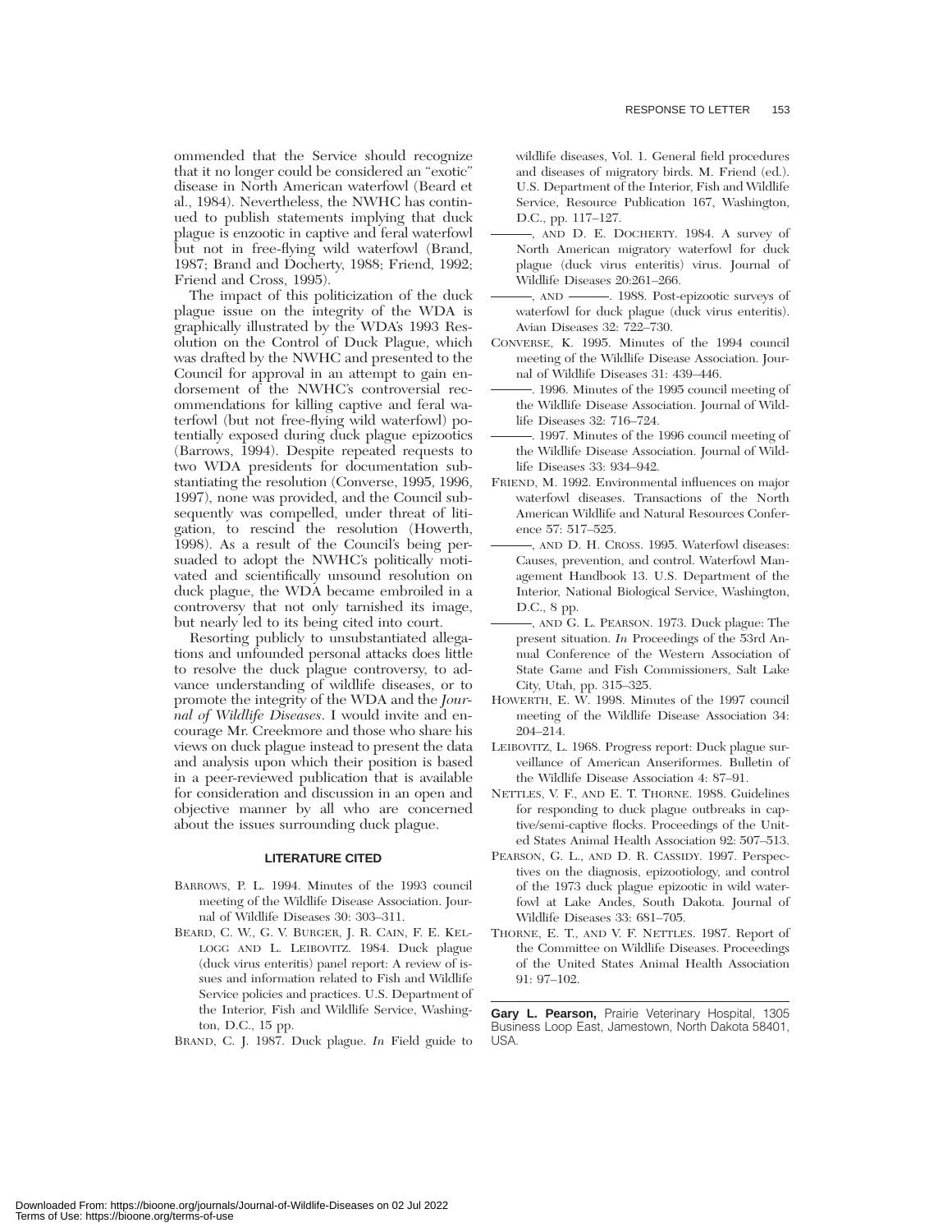ommended that the Service should recognize that it no longer could be considered an "exotic" disease in North American waterfowl (Beard et al., 1984). Nevertheless, the NWHC has continued to publish statements implying that duck plague is enzootic in captive and feral waterfowl but not in free-flying wild waterfowl (Brand, 1987; Brand and Docherty, 1988; Friend, 1992; Friend and Cross, 1995).

The impact of this politicization of the duck plague issue on the integrity of the WDA is graphically illustrated by the WDA's 1993 Resolution on the Control of Duck Plague, which was drafted by the NWHC and presented to the Council for approval in an attempt to gain endorsement of the NWHC's controversial recommendations for killing captive and feral waterfowl (but not free-flying wild waterfowl) potentially exposed during duck plague epizootics (Barrows, 1994). Despite repeated requests to two WDA presidents for documentation substantiating the resolution (Converse, 1995, 1996, 1997), none was provided, and the Council subsequently was compelled, under threat of litigation, to rescind the resolution (Howerth, 1998). As a result of the Council's being persuaded to adopt the NWHC's politically motivated and scientifically unsound resolution on duck plague, the WDA became embroiled in a controversy that not only tarnished its image, but nearly led to its being cited into court.

Resorting publicly to unsubstantiated allegations and unfounded personal attacks does little to resolve the duck plague controversy, to advance understanding of wildlife diseases, or to promote the integrity of the WDA and the *Journal of Wildlife Diseases*. I would invite and encourage Mr. Creekmore and those who share his views on duck plague instead to present the data and analysis upon which their position is based in a peer-reviewed publication that is available for consideration and discussion in an open and objective manner by all who are concerned about the issues surrounding duck plague.

## LITERATURE CITED

BARROWS, P. L. 1994. Minutes of the 1993 council meeting of the Wildlife Disease Association. Journal of Wildlife Diseases 30: 303–311.

BEARD, C. W., G. V. BURGER, J. R. CAIN, F. E. KELLOGG AND L. LEIBOVITZ. 1984. Duck plague (duck virus enteritis) panel report: A review of issues and information related to Fish and Wildlife Service policies and practices. U.S. Department of the Interior, Fish and Wildlife Service, Washington, D.C., 15 pp.

BRAND, C. J. 1987. Duck plague. *In* Field guide to wildlife diseases, Vol. 1. General field procedures and diseases of migratory birds. M. Friend (ed.). U.S. Department of the Interior, Fish and Wildlife Service, Resource Publication 167, Washington, D.C., pp. 117–127.

———, AND D. E. DOCHERTY. 1984. A survey of North American migratory waterfowl for duck plague (duck virus enteritis) virus. Journal of Wildlife Diseases 20:261–266.

———, AND ———. 1988. Post-epizootic surveys of waterfowl for duck plague (duck virus enteritis). Avian Diseases 32: 722–730.

CONVERSE, K. 1995. Minutes of the 1994 council meeting of the Wildlife Disease Association. Journal of Wildlife Diseases 31: 439–446.

———. 1996. Minutes of the 1995 council meeting of the Wildlife Disease Association. Journal of Wildlife Diseases 32: 716–724.

———. 1997. Minutes of the 1996 council meeting of the Wildlife Disease Association. Journal of Wildlife Diseases 33: 934–942.

FRIEND, M. 1992. Environmental influences on major waterfowl diseases. Transactions of the North American Wildlife and Natural Resources Conference 57: 517–525.

———, AND D. H. CROSS. 1995. Waterfowl diseases: Causes, prevention, and control. Waterfowl Management Handbook 13. U.S. Department of the Interior, National Biological Service, Washington, D.C., 8 pp.

———, AND G. L. PEARSON. 1973. Duck plague: The present situation. *In* Proceedings of the 53rd Annual Conference of the Western Association of State Game and Fish Commissioners, Salt Lake City, Utah, pp. 315–325.

HOWERTH, E. W. 1998. Minutes of the 1997 council meeting of the Wildlife Disease Association 34: 204–214.

LEIBOVITZ, L. 1968. Progress report: Duck plague surveillance of American Anseriformes. Bulletin of the Wildlife Disease Association 4: 87–91.

NETTLES, V. F., AND E. T. THORNE. 1988. Guidelines for responding to duck plague outbreaks in captive/semi-captive flocks. Proceedings of the United States Animal Health Association 92: 507–513.

PEARSON, G. L., AND D. R. CASSIDY. 1997. Perspectives on the diagnosis, epizootiology, and control of the 1973 duck plague epizootic in wild waterfowl at Lake Andes, South Dakota. Journal of Wildlife Diseases 33: 681–705.

THORNE, E. T., AND V. F. NETTLES. 1987. Report of the Committee on Wildlife Diseases. Proceedings of the United States Animal Health Association 91: 97–102.

**Gary L. Pearson,** Prairie Veterinary Hospital, 1305 Business Loop East, Jamestown, North Dakota 58401, USA.